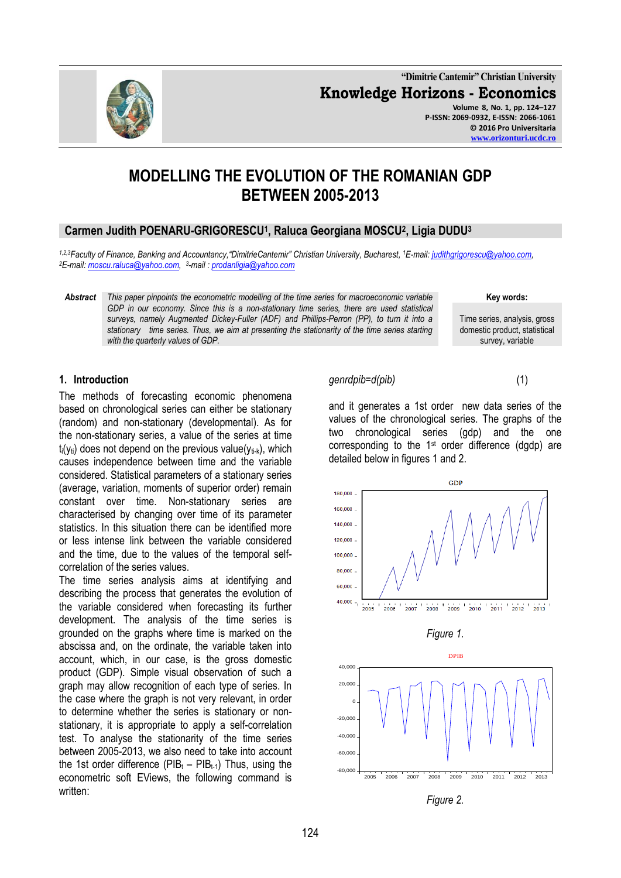# MODELLING THE EVOLUTION OF THE ROMANIAN GDP BETWEEN 2005-2013

**Carmen Judith POENARU-GRIGORESCU[1], Raluca Georgiana MOSCU[2], Ligia DUDU[3]**

*[1,2,3]Faculty of Finance, Banking and Accountancy,"DimitrieCantemir" Christian University, Bucharest, [1]E-mail: judithgrigorescu@yahoo.com, [2]E-mail: moscu.raluca@yahoo.com, [3]-mail : prodanligia@yahoo.com*

**Abstract** *This paper pinpoints the econometric modelling of the time series for macroeconomic variable GDP in our economy. Since this is a non-stationary time series, there are used statistical surveys, namely Augmented Dickey-Fuller (ADF) and Phillips-Perron (PP), to turn it into a stationary time series. Thus, we aim at presenting the stationarity of the time series starting with the quarterly values of GDP.*

**Key words:** Time series, analysis, gross domestic product, statistical survey, variable

## 1. Introduction

The methods of forecasting economic phenomena based on chronological series can either be stationary (random) and non-stationary (developmental). As for the non-stationary series, a value of the series at time $t_i(y_{ti})$ does not depend on the previous value($y_{ti-k}$), which causes independence between time and the variable considered. Statistical parameters of a stationary series (average, variation, moments of superior order) remain constant over time. Non-stationary series are characterised by changing over time of its parameter statistics. In this situation there can be identified more or less intense link between the variable considered and the time, due to the values of the temporal self-correlation of the series values.

The time series analysis aims at identifying and describing the process that generates the evolution of the variable considered when forecasting its further development. The analysis of the time series is grounded on the graphs where time is marked on the abscissa and, on the ordinate, the variable taken into account, which, in our case, is the gross domestic product (GDP). Simple visual observation of such a graph may allow recognition of each type of series. In the case where the graph is not very relevant, in order to determine whether the series is stationary or non-stationary, it is appropriate to apply a self-correlation test. To analyse the stationarity of the time series between 2005-2013, we also need to take into account the 1st order difference ($PIB_t – PIB_{t-1}$) Thus, using the econometric soft EViews, the following command is written:

*genrdpib=d(pib)* (1)

and it generates a 1st order new data series of the values of the chronological series. The graphs of the two chronological series (gdp) and the one corresponding to the 1st order difference (dgdp) are detailed below in figures 1 and 2.

*Figure 1.*

*Figure 2.*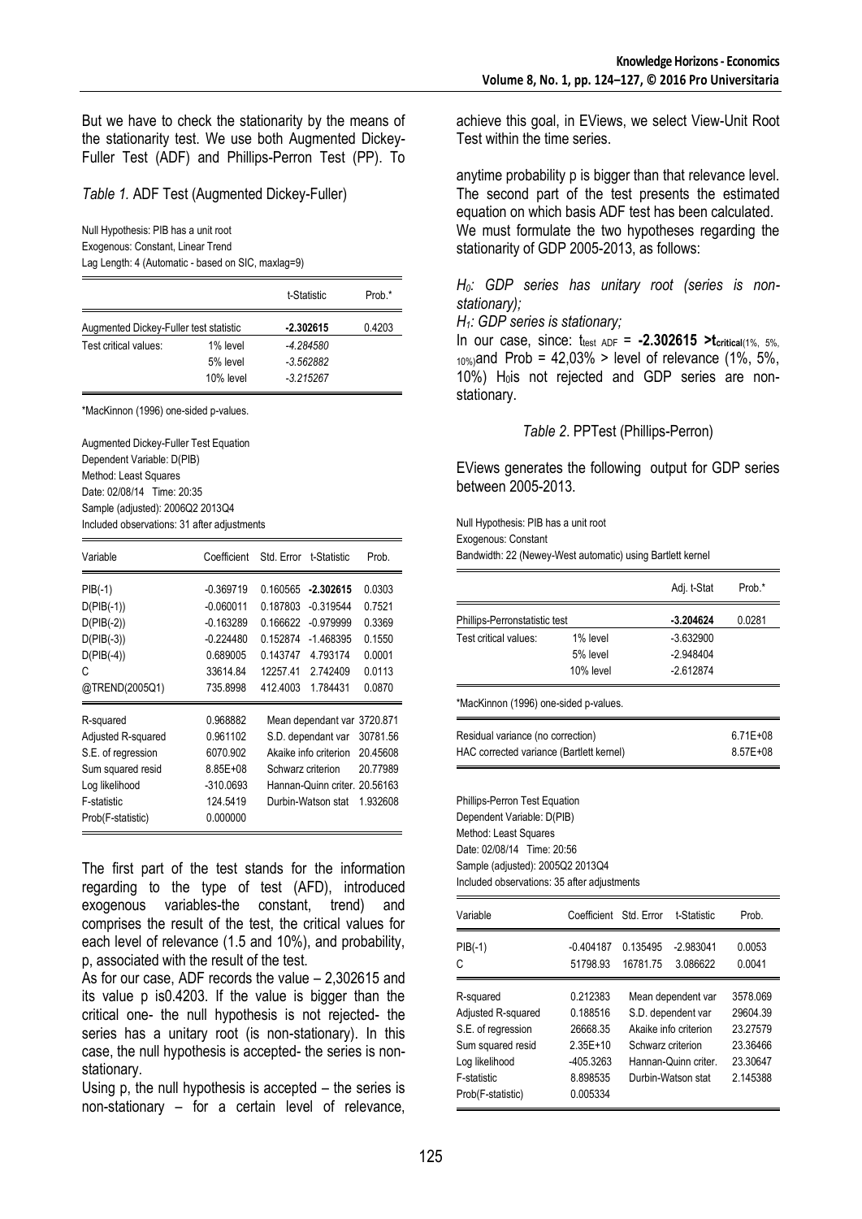But we have to check the stationarity by the means of the stationarity test. We use both Augmented Dickey-Fuller Test (ADF) and Phillips-Perron Test (PP). To achieve this goal, in EViews, we select View-Unit Root Test within the time series.

*Table 1.* ADF Test (Augmented Dickey-Fuller)

Null Hypothesis: PIB has a unit root
Exogenous: Constant, Linear Trend
Lag Length: 4 (Automatic - based on SIC, maxlag=9)

| | | t-Statistic | Prob.* |
|---|---|---|---|
| Augmented Dickey-Fuller test statistic | | **-2.302615** | 0.4203 |
| Test critical values: | 1% level | *-4.284580* | |
| | 5% level | *-3.562882* | |
| | 10% level | *-3.215267* | |

*MacKinnon (1996) one-sided p-values.

Augmented Dickey-Fuller Test Equation
Dependent Variable: D(PIB)
Method: Least Squares
Date: 02/08/14 Time: 20:35
Sample (adjusted): 2006Q2 2013Q4
Included observations: 31 after adjustments

| Variable | Coefficient | Std. Error | t-Statistic | Prob. |
|---|---|---|---|---|
| PIB(-1) | -0.369719 | 0.160565 | **-2.302615** | 0.0303 |
| D(PIB(-1)) | -0.060011 | 0.187803 | -0.319544 | 0.7521 |
| D(PIB(-2)) | -0.163289 | 0.166622 | -0.979999 | 0.3369 |
| D(PIB(-3)) | -0.224480 | 0.152874 | -1.468395 | 0.1550 |
| D(PIB(-4)) | 0.689005 | 0.143747 | 4.793174 | 0.0001 |
| C | 33614.84 | 12257.41 | 2.742409 | 0.0113 |
| @TREND(2005Q1) | 735.8998 | 412.4003 | 1.784431 | 0.0870 |

| | | | |
|---|---|---|---|
| R-squared | 0.968882 | Mean dependant var | 3720.871 |
| Adjusted R-squared | 0.961102 | S.D. dependant var | 30781.56 |
| S.E. of regression | 6070.902 | Akaike info criterion | 20.45608 |
| Sum squared resid | 8.85E+08 | Schwarz criterion | 20.77989 |
| Log likelihood | -310.0693 | Hannan-Quinn criter. | 20.56163 |
| F-statistic | 124.5419 | Durbin-Watson stat | 1.932608 |
| Prob(F-statistic) | 0.000000 | | |

The first part of the test stands for the information regarding to the type of test (AFD), introduced exogenous variables-the constant, trend) and comprises the result of the test, the critical values for each level of relevance (1.5 and 10%), and probability, p, associated with the result of the test.

As for our case, ADF records the value – 2,302615 and its value p is0.4203. If the value is bigger than the critical one- the null hypothesis is not rejected- the series has a unitary root (is non-stationary). In this case, the null hypothesis is accepted- the series is non-stationary.

Using p, the null hypothesis is accepted – the series is non-stationary – for a certain level of relevance, anytime probability p is bigger than that relevance level. The second part of the test presents the estimated equation on which basis ADF test has been calculated. We must formulate the two hypotheses regarding the stationarity of GDP 2005-2013, as follows:

*$H_0$: GDP series has unitary root (series is non-stationary);*

*$H_1$: GDP series is stationary;*

In our case, since: $t_{test\ ADF}$ = **-2.302615 >$t_{critical}$**$_{(1\%,\ 5\%,\ 10\%)}$ and Prob = 42,03% > level of relevance (1%, 5%, 10%) $H_0$ is not rejected and GDP series are non-stationary.

*Table 2.* PPTest (Phillips-Perron)

EViews generates the following output for GDP series between 2005-2013.

Null Hypothesis: PIB has a unit root
Exogenous: Constant
Bandwidth: 22 (Newey-West automatic) using Bartlett kernel

| | | Adj. t-Stat | Prob.* |
|---|---|---|---|
| Phillips-Perronstatistic test | | **-3.204624** | 0.0281 |
| Test critical values: | 1% level | -3.632900 | |
| | 5% level | -2.948404 | |
| | 10% level | -2.612874 | |

*MacKinnon (1996) one-sided p-values.

| | |
|---|---|
| Residual variance (no correction) | 6.71E+08 |
| HAC corrected variance (Bartlett kernel) | 8.57E+08 |

Phillips-Perron Test Equation
Dependent Variable: D(PIB)
Method: Least Squares
Date: 02/08/14 Time: 20:56
Sample (adjusted): 2005Q2 2013Q4
Included observations: 35 after adjustments

| Variable | Coefficient | Std. Error | t-Statistic | Prob. |
|---|---|---|---|---|
| PIB(-1) | -0.404187 | 0.135495 | -2.983041 | 0.0053 |
| C | 51798.93 | 16781.75 | 3.086622 | 0.0041 |

| | | | |
|---|---|---|---|
| R-squared | 0.212383 | Mean dependent var | 3578.069 |
| Adjusted R-squared | 0.188516 | S.D. dependent var | 29604.39 |
| S.E. of regression | 26668.35 | Akaike info criterion | 23.27579 |
| Sum squared resid | 2.35E+10 | Schwarz criterion | 23.36466 |
| Log likelihood | -405.3263 | Hannan-Quinn criter. | 23.30647 |
| F-statistic | 8.898535 | Durbin-Watson stat | 2.145388 |
| Prob(F-statistic) | 0.005334 | | |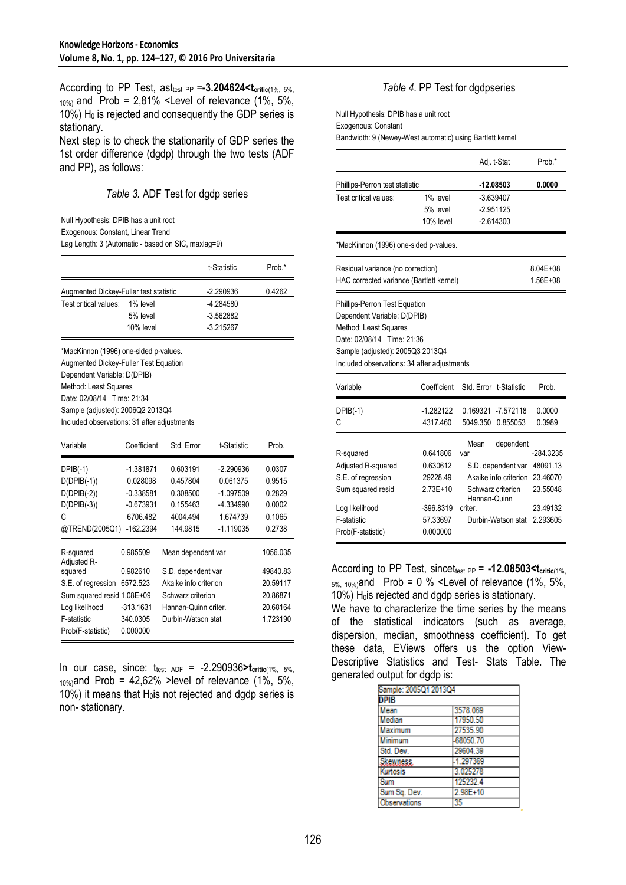According to PP Test, as $t_{test\ PP}$ = **-3.204624<$t_{critic}$**(1%, 5%, 10%) and Prob = 2,81% <Level of relevance (1%, 5%, 10%) $H_0$ is rejected and consequently the GDP series is stationary.

Next step is to check the stationarity of GDP series the 1st order difference (dgdp) through the two tests (ADF and PP), as follows:

*Table 3.* ADF Test for dgdp series

Null Hypothesis: DPIB has a unit root
Exogenous: Constant, Linear Trend
Lag Length: 3 (Automatic - based on SIC, maxlag=9)

| | | t-Statistic | Prob.* |
|---|---|---|---|
| Augmented Dickey-Fuller test statistic | | -2.290936 | 0.4262 |
| Test critical values: | 1% level | -4.284580 | |
| | 5% level | -3.562882 | |
| | 10% level | -3.215267 | |

*MacKinnon (1996) one-sided p-values.
Augmented Dickey-Fuller Test Equation
Dependent Variable: D(DPIB)
Method: Least Squares
Date: 02/08/14 Time: 21:34
Sample (adjusted): 2006Q2 2013Q4
Included observations: 31 after adjustments

| Variable | Coefficient | Std. Error | t-Statistic | Prob. |
|---|---|---|---|---|
| DPIB(-1) | -1.381871 | 0.603191 | -2.290936 | 0.0307 |
| D(DPIB(-1)) | 0.028098 | 0.457804 | 0.061375 | 0.9515 |
| D(DPIB(-2)) | -0.338581 | 0.308500 | -1.097509 | 0.2829 |
| D(DPIB(-3)) | -0.673931 | 0.155463 | -4.334990 | 0.0002 |
| C | 6706.482 | 4004.494 | 1.674739 | 0.1065 |
| @TREND(2005Q1) | -162.2394 | 144.9815 | -1.119035 | 0.2738 |

| | | | |
|---|---|---|---|
| R-squared | 0.985509 | Mean dependent var | 1056.035 |
| Adjusted R-squared | 0.982610 | S.D. dependent var | 49840.83 |
| S.E. of regression | 6572.523 | Akaike info criterion | 20.59117 |
| Sum squared resid | 1.08E+09 | Schwarz criterion | 20.86871 |
| Log likelihood | -313.1631 | Hannan-Quinn criter. | 20.68164 |
| F-statistic | 340.0305 | Durbin-Watson stat | 1.723190 |
| Prob(F-statistic) | 0.000000 | | |

In our case, since: $t_{test\ ADF}$ = -2.290936**>$t_{critic}$**(1%, 5%, 10%) and Prob = 42,62% >level of relevance (1%, 5%, 10%) it means that $H_0$ is not rejected and dgdp series is non- stationary.

*Table 4.* PP Test for dgdpseries

Null Hypothesis: DPIB has a unit root
Exogenous: Constant
Bandwidth: 9 (Newey-West automatic) using Bartlett kernel

| | | Adj. t-Stat | Prob.* |
|---|---|---|---|
| Phillips-Perron test statistic | | **-12.08503** | **0.0000** |
| Test critical values: | 1% level | -3.639407 | |
| | 5% level | -2.951125 | |
| | 10% level | -2.614300 | |

*MacKinnon (1996) one-sided p-values.

| | |
|---|---|
| Residual variance (no correction) | 8.04E+08 |
| HAC corrected variance (Bartlett kernel) | 1.56E+08 |

Phillips-Perron Test Equation
Dependent Variable: D(DPIB)
Method: Least Squares
Date: 02/08/14 Time: 21:36
Sample (adjusted): 2005Q3 2013Q4
Included observations: 34 after adjustments

| Variable | Coefficient | Std. Error | t-Statistic | Prob. |
|---|---|---|---|---|
| DPIB(-1) | -1.282122 | 0.169321 | -7.572118 | 0.0000 |
| C | 4317.460 | 5049.350 | 0.855053 | 0.3989 |

| | | | |
|---|---|---|---|
| R-squared | 0.641806 | Mean dependent var | -284.3235 |
| Adjusted R-squared | 0.630612 | S.D. dependent var | 48091.13 |
| S.E. of regression | 29228.49 | Akaike info criterion | 23.46070 |
| Sum squared resid | 2.73E+10 | Schwarz criterion | 23.55048 |
| Log likelihood | -396.8319 | Hannan-Quinn criter. | 23.49132 |
| F-statistic | 57.33697 | Durbin-Watson stat | 2.293605 |
| Prob(F-statistic) | 0.000000 | | |

According to PP Test, since $t_{test\ PP}$ = **-12.08503<$t_{critic}$**(1%, 5%, 10%) and Prob = 0 % <Level of relevance (1%, 5%, 10%) $H_0$ is rejected and dgdp series is stationary.

We have to characterize the time series by the means of the statistical indicators (such as average, dispersion, median, smoothness coefficient). To get these data, EViews offers us the option View-Descriptive Statistics and Test- Stats Table. The generated output for dgdp is:

| Sample: 2005Q1 2013Q4 | |
|---|---|
| **DPIB** | |
| Mean | 3578.069 |
| Median | 17950.50 |
| Maximum | 27535.90 |
| Minimum | -68050.70 |
| Std. Dev. | 29604.39 |
| Skewness | -1.297369 |
| Kurtosis | 3.025278 |
| Sum | 125232.4 |
| Sum Sq. Dev. | 2.98E+10 |
| Observations | 35 |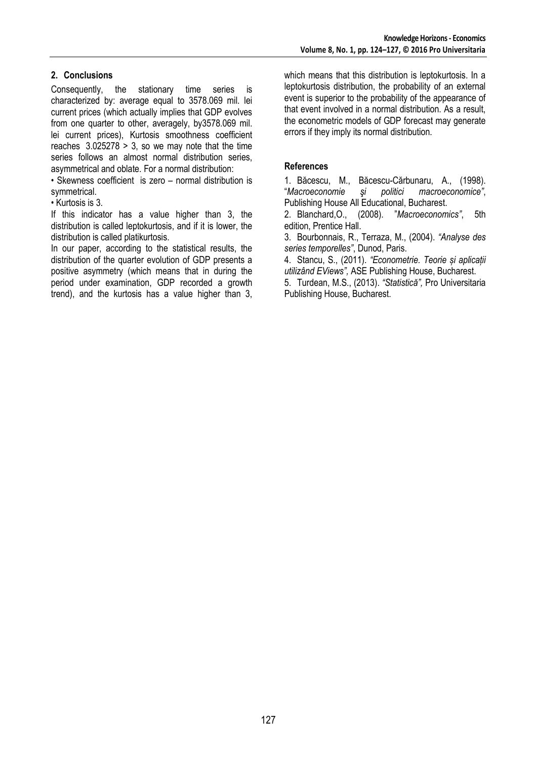## 2. Conclusions

Consequently, the stationary time series is characterized by: average equal to 3578.069 mil. lei current prices (which actually implies that GDP evolves from one quarter to other, averagely, by3578.069 mil. lei current prices), Kurtosis smoothness coefficient reaches $3.025278 > 3$, so we may note that the time series follows an almost normal distribution series, asymmetrical and oblate. For a normal distribution:

• Skewness coefficient is zero – normal distribution is symmetrical.

• Kurtosis is 3.

If this indicator has a value higher than 3, the distribution is called leptokurtosis, and if it is lower, the distribution is called platikurtosis.

In our paper, according to the statistical results, the distribution of the quarter evolution of GDP presents a positive asymmetry (which means that in during the period under examination, GDP recorded a growth trend), and the kurtosis has a value higher than 3, which means that this distribution is leptokurtosis. In a leptokurtosis distribution, the probability of an external event is superior to the probability of the appearance of that event involved in a normal distribution. As a result, the econometric models of GDP forecast may generate errors if they imply its normal distribution.

## References

1. Băcescu, M., Băcescu-Cărbunaru, A., (1998). "*Macroeconomie şi politici macroeconomice"*, Publishing House All Educational, Bucharest.
2. Blanchard,O., (2008). "*Macroeconomics"*, 5th edition, Prentice Hall.
3. Bourbonnais, R., Terraza, M., (2004). *"Analyse des series temporelles"*, Dunod, Paris.
4. Stancu, S., (2011). *"Econometrie. Teorie și aplicații utilizând EViews",* ASE Publishing House, Bucharest.
5. Turdean, M.S., (2013). *"Statistică",* Pro Universitaria Publishing House, Bucharest.